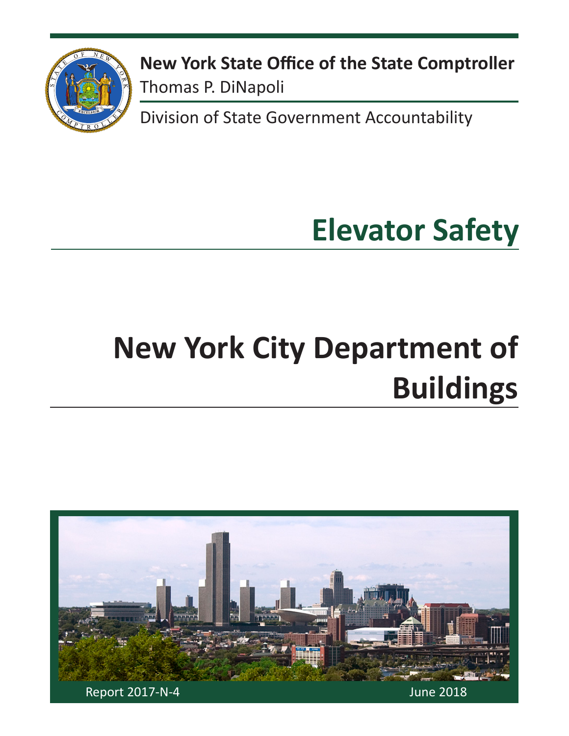**New York State Office of the State Comptroller**
Thomas P. DiNapoli

Division of State Government Accountability

# Elevator Safety

# New York City Department of Buildings

Report 2017-N-4

June 2018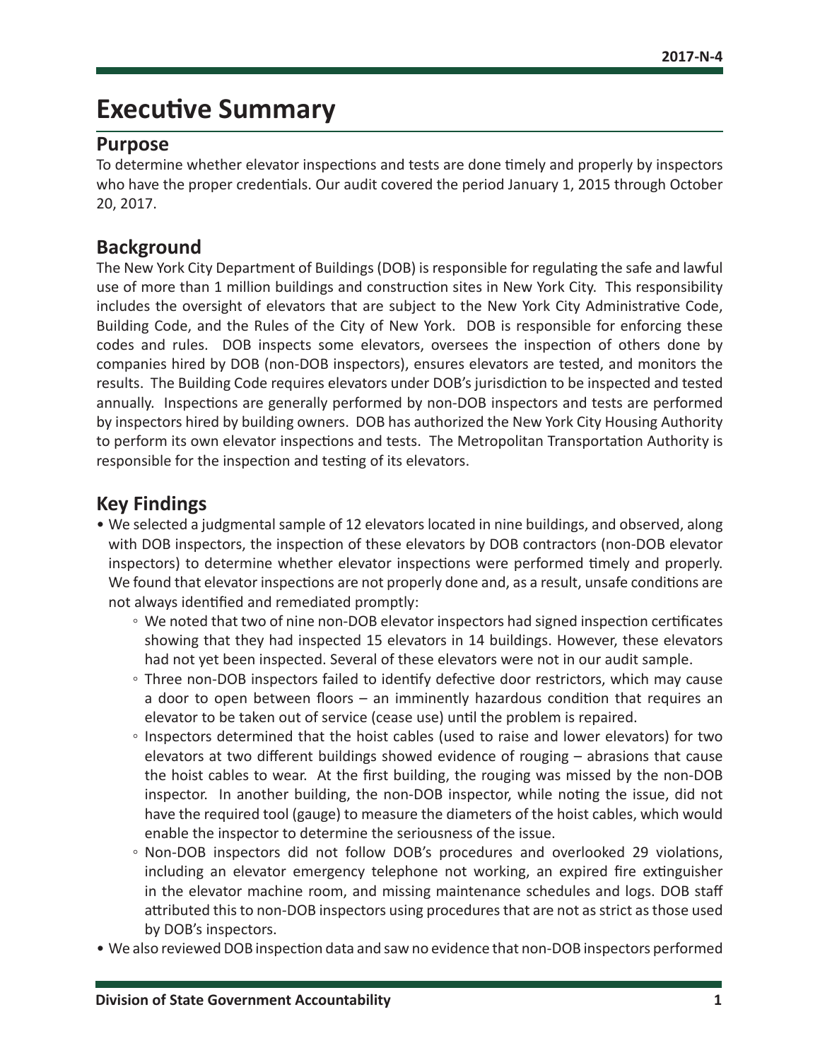# Executive Summary

## Purpose

To determine whether elevator inspections and tests are done timely and properly by inspectors who have the proper credentials. Our audit covered the period January 1, 2015 through October 20, 2017.

## Background

The New York City Department of Buildings (DOB) is responsible for regulating the safe and lawful use of more than 1 million buildings and construction sites in New York City. This responsibility includes the oversight of elevators that are subject to the New York City Administrative Code, Building Code, and the Rules of the City of New York. DOB is responsible for enforcing these codes and rules. DOB inspects some elevators, oversees the inspection of others done by companies hired by DOB (non-DOB inspectors), ensures elevators are tested, and monitors the results. The Building Code requires elevators under DOB's jurisdiction to be inspected and tested annually. Inspections are generally performed by non-DOB inspectors and tests are performed by inspectors hired by building owners. DOB has authorized the New York City Housing Authority to perform its own elevator inspections and tests. The Metropolitan Transportation Authority is responsible for the inspection and testing of its elevators.

## Key Findings

- We selected a judgmental sample of 12 elevators located in nine buildings, and observed, along with DOB inspectors, the inspection of these elevators by DOB contractors (non-DOB elevator inspectors) to determine whether elevator inspections were performed timely and properly. We found that elevator inspections are not properly done and, as a result, unsafe conditions are not always identified and remediated promptly:
  - We noted that two of nine non-DOB elevator inspectors had signed inspection certificates showing that they had inspected 15 elevators in 14 buildings. However, these elevators had not yet been inspected. Several of these elevators were not in our audit sample.
  - Three non-DOB inspectors failed to identify defective door restrictors, which may cause a door to open between floors – an imminently hazardous condition that requires an elevator to be taken out of service (cease use) until the problem is repaired.
  - Inspectors determined that the hoist cables (used to raise and lower elevators) for two elevators at two different buildings showed evidence of rouging – abrasions that cause the hoist cables to wear. At the first building, the rouging was missed by the non-DOB inspector. In another building, the non-DOB inspector, while noting the issue, did not have the required tool (gauge) to measure the diameters of the hoist cables, which would enable the inspector to determine the seriousness of the issue.
  - Non-DOB inspectors did not follow DOB's procedures and overlooked 29 violations, including an elevator emergency telephone not working, an expired fire extinguisher in the elevator machine room, and missing maintenance schedules and logs. DOB staff attributed this to non-DOB inspectors using procedures that are not as strict as those used by DOB's inspectors.
- We also reviewed DOB inspection data and saw no evidence that non-DOB inspectors performed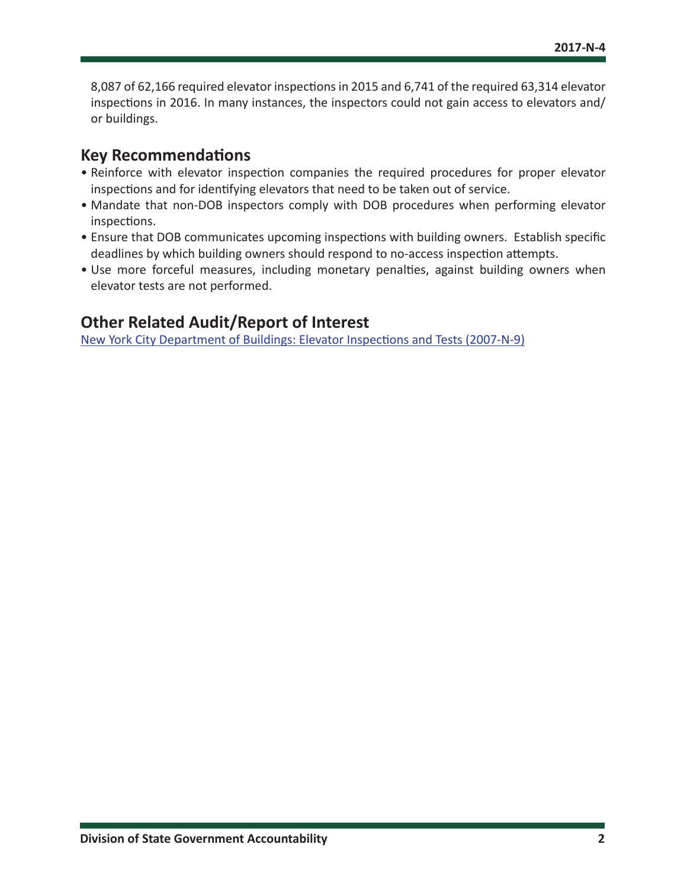8,087 of 62,166 required elevator inspections in 2015 and 6,741 of the required 63,314 elevator inspections in 2016. In many instances, the inspectors could not gain access to elevators and/or buildings.

## Key Recommendations

- Reinforce with elevator inspection companies the required procedures for proper elevator inspections and for identifying elevators that need to be taken out of service.
- Mandate that non-DOB inspectors comply with DOB procedures when performing elevator inspections.
- Ensure that DOB communicates upcoming inspections with building owners. Establish specific deadlines by which building owners should respond to no-access inspection attempts.
- Use more forceful measures, including monetary penalties, against building owners when elevator tests are not performed.

## Other Related Audit/Report of Interest

New York City Department of Buildings: Elevator Inspections and Tests (2007-N-9)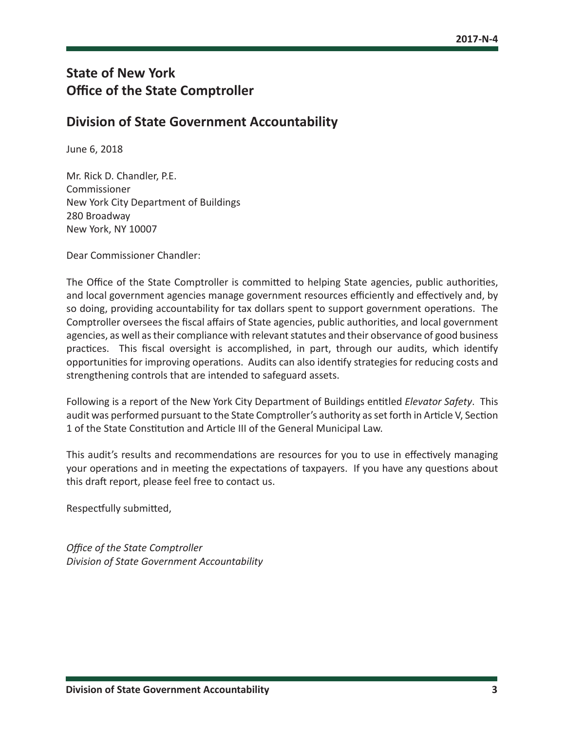## State of New York
## Office of the State Comptroller

## Division of State Government Accountability

June 6, 2018

Mr. Rick D. Chandler, P.E.
Commissioner
New York City Department of Buildings
280 Broadway
New York, NY 10007

Dear Commissioner Chandler:

The Office of the State Comptroller is committed to helping State agencies, public authorities, and local government agencies manage government resources efficiently and effectively and, by so doing, providing accountability for tax dollars spent to support government operations. The Comptroller oversees the fiscal affairs of State agencies, public authorities, and local government agencies, as well as their compliance with relevant statutes and their observance of good business practices. This fiscal oversight is accomplished, in part, through our audits, which identify opportunities for improving operations. Audits can also identify strategies for reducing costs and strengthening controls that are intended to safeguard assets.

Following is a report of the New York City Department of Buildings entitled *Elevator Safety*. This audit was performed pursuant to the State Comptroller's authority as set forth in Article V, Section 1 of the State Constitution and Article III of the General Municipal Law.

This audit's results and recommendations are resources for you to use in effectively managing your operations and in meeting the expectations of taxpayers. If you have any questions about this draft report, please feel free to contact us.

Respectfully submitted,

*Office of the State Comptroller*
*Division of State Government Accountability*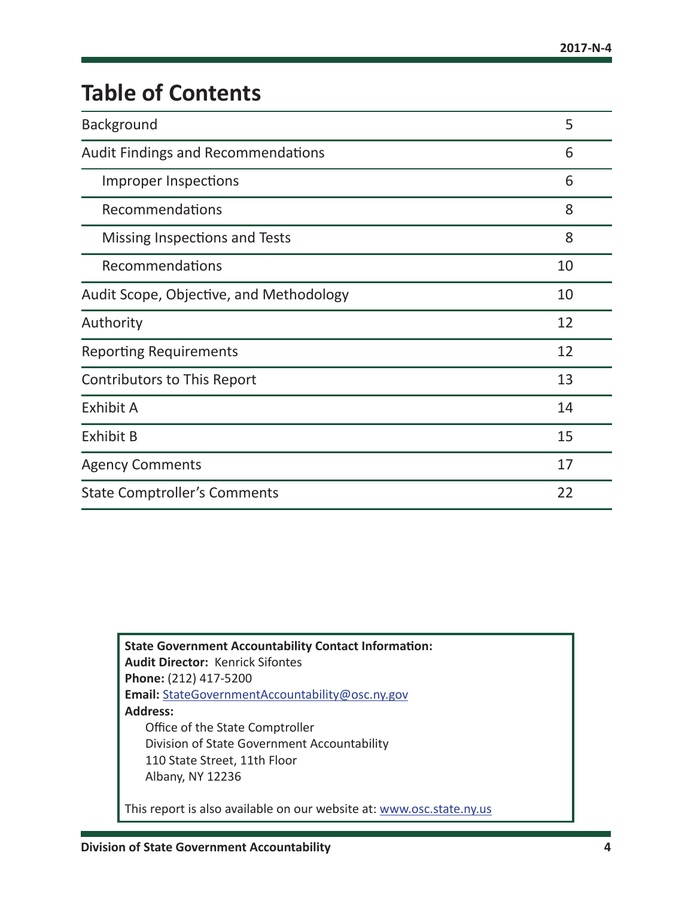# Table of Contents

| | |
|---|---|
| Background | 5 |
| Audit Findings and Recommendations | 6 |
| Improper Inspections | 6 |
| Recommendations | 8 |
| Missing Inspections and Tests | 8 |
| Recommendations | 10 |
| Audit Scope, Objective, and Methodology | 10 |
| Authority | 12 |
| Reporting Requirements | 12 |
| Contributors to This Report | 13 |
| Exhibit A | 14 |
| Exhibit B | 15 |
| Agency Comments | 17 |
| State Comptroller's Comments | 22 |

**State Government Accountability Contact Information:**
**Audit Director:** Kenrick Sifontes
**Phone:** (212) 417-5200
**Email:** StateGovernmentAccountability@osc.ny.gov
**Address:**
Office of the State Comptroller
Division of State Government Accountability
110 State Street, 11th Floor
Albany, NY 12236

This report is also available on our website at: www.osc.state.ny.us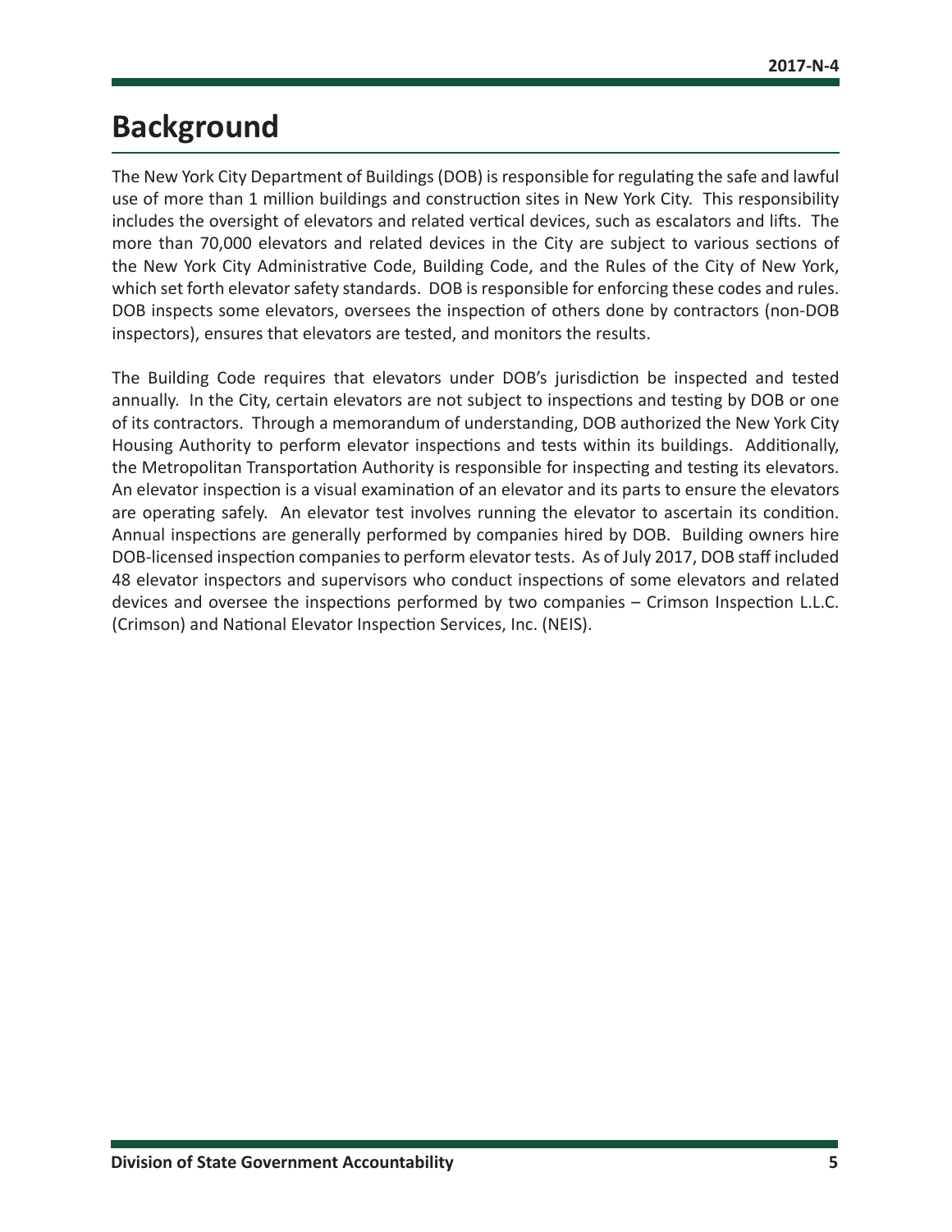# Background

The New York City Department of Buildings (DOB) is responsible for regulating the safe and lawful use of more than 1 million buildings and construction sites in New York City. This responsibility includes the oversight of elevators and related vertical devices, such as escalators and lifts. The more than 70,000 elevators and related devices in the City are subject to various sections of the New York City Administrative Code, Building Code, and the Rules of the City of New York, which set forth elevator safety standards. DOB is responsible for enforcing these codes and rules. DOB inspects some elevators, oversees the inspection of others done by contractors (non-DOB inspectors), ensures that elevators are tested, and monitors the results.

The Building Code requires that elevators under DOB's jurisdiction be inspected and tested annually. In the City, certain elevators are not subject to inspections and testing by DOB or one of its contractors. Through a memorandum of understanding, DOB authorized the New York City Housing Authority to perform elevator inspections and tests within its buildings. Additionally, the Metropolitan Transportation Authority is responsible for inspecting and testing its elevators. An elevator inspection is a visual examination of an elevator and its parts to ensure the elevators are operating safely. An elevator test involves running the elevator to ascertain its condition. Annual inspections are generally performed by companies hired by DOB. Building owners hire DOB-licensed inspection companies to perform elevator tests. As of July 2017, DOB staff included 48 elevator inspectors and supervisors who conduct inspections of some elevators and related devices and oversee the inspections performed by two companies – Crimson Inspection L.L.C. (Crimson) and National Elevator Inspection Services, Inc. (NEIS).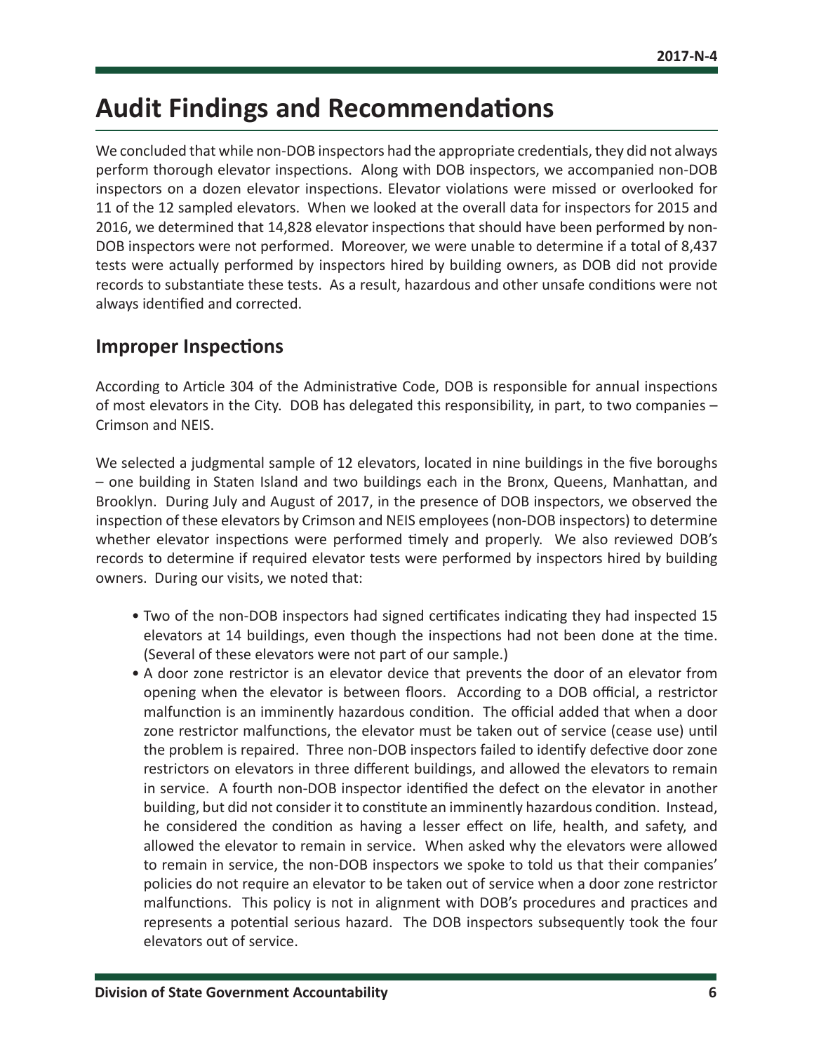# Audit Findings and Recommendations

We concluded that while non-DOB inspectors had the appropriate credentials, they did not always perform thorough elevator inspections. Along with DOB inspectors, we accompanied non-DOB inspectors on a dozen elevator inspections. Elevator violations were missed or overlooked for 11 of the 12 sampled elevators. When we looked at the overall data for inspectors for 2015 and 2016, we determined that 14,828 elevator inspections that should have been performed by non-DOB inspectors were not performed. Moreover, we were unable to determine if a total of 8,437 tests were actually performed by inspectors hired by building owners, as DOB did not provide records to substantiate these tests. As a result, hazardous and other unsafe conditions were not always identified and corrected.

## Improper Inspections

According to Article 304 of the Administrative Code, DOB is responsible for annual inspections of most elevators in the City. DOB has delegated this responsibility, in part, to two companies – Crimson and NEIS.

We selected a judgmental sample of 12 elevators, located in nine buildings in the five boroughs – one building in Staten Island and two buildings each in the Bronx, Queens, Manhattan, and Brooklyn. During July and August of 2017, in the presence of DOB inspectors, we observed the inspection of these elevators by Crimson and NEIS employees (non-DOB inspectors) to determine whether elevator inspections were performed timely and properly. We also reviewed DOB's records to determine if required elevator tests were performed by inspectors hired by building owners. During our visits, we noted that:

- Two of the non-DOB inspectors had signed certificates indicating they had inspected 15 elevators at 14 buildings, even though the inspections had not been done at the time. (Several of these elevators were not part of our sample.)
- A door zone restrictor is an elevator device that prevents the door of an elevator from opening when the elevator is between floors. According to a DOB official, a restrictor malfunction is an imminently hazardous condition. The official added that when a door zone restrictor malfunctions, the elevator must be taken out of service (cease use) until the problem is repaired. Three non-DOB inspectors failed to identify defective door zone restrictors on elevators in three different buildings, and allowed the elevators to remain in service. A fourth non-DOB inspector identified the defect on the elevator in another building, but did not consider it to constitute an imminently hazardous condition. Instead, he considered the condition as having a lesser effect on life, health, and safety, and allowed the elevator to remain in service. When asked why the elevators were allowed to remain in service, the non-DOB inspectors we spoke to told us that their companies' policies do not require an elevator to be taken out of service when a door zone restrictor malfunctions. This policy is not in alignment with DOB's procedures and practices and represents a potential serious hazard. The DOB inspectors subsequently took the four elevators out of service.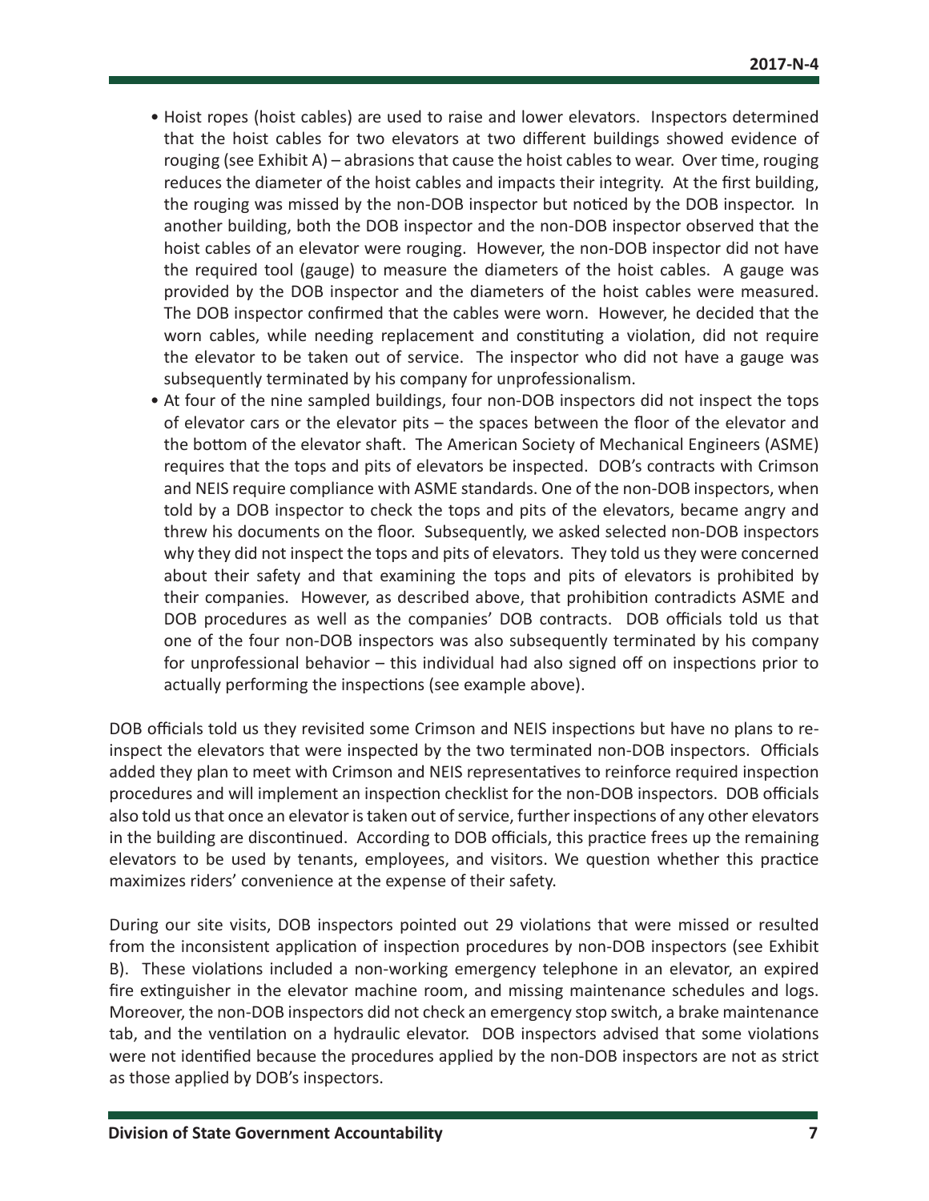- Hoist ropes (hoist cables) are used to raise and lower elevators. Inspectors determined that the hoist cables for two elevators at two different buildings showed evidence of rouging (see Exhibit A) – abrasions that cause the hoist cables to wear. Over time, rouging reduces the diameter of the hoist cables and impacts their integrity. At the first building, the rouging was missed by the non-DOB inspector but noticed by the DOB inspector. In another building, both the DOB inspector and the non-DOB inspector observed that the hoist cables of an elevator were rouging. However, the non-DOB inspector did not have the required tool (gauge) to measure the diameters of the hoist cables. A gauge was provided by the DOB inspector and the diameters of the hoist cables were measured. The DOB inspector confirmed that the cables were worn. However, he decided that the worn cables, while needing replacement and constituting a violation, did not require the elevator to be taken out of service. The inspector who did not have a gauge was subsequently terminated by his company for unprofessionalism.
- At four of the nine sampled buildings, four non-DOB inspectors did not inspect the tops of elevator cars or the elevator pits – the spaces between the floor of the elevator and the bottom of the elevator shaft. The American Society of Mechanical Engineers (ASME) requires that the tops and pits of elevators be inspected. DOB's contracts with Crimson and NEIS require compliance with ASME standards. One of the non-DOB inspectors, when told by a DOB inspector to check the tops and pits of the elevators, became angry and threw his documents on the floor. Subsequently, we asked selected non-DOB inspectors why they did not inspect the tops and pits of elevators. They told us they were concerned about their safety and that examining the tops and pits of elevators is prohibited by their companies. However, as described above, that prohibition contradicts ASME and DOB procedures as well as the companies' DOB contracts. DOB officials told us that one of the four non-DOB inspectors was also subsequently terminated by his company for unprofessional behavior – this individual had also signed off on inspections prior to actually performing the inspections (see example above).

DOB officials told us they revisited some Crimson and NEIS inspections but have no plans to re-inspect the elevators that were inspected by the two terminated non-DOB inspectors. Officials added they plan to meet with Crimson and NEIS representatives to reinforce required inspection procedures and will implement an inspection checklist for the non-DOB inspectors. DOB officials also told us that once an elevator is taken out of service, further inspections of any other elevators in the building are discontinued. According to DOB officials, this practice frees up the remaining elevators to be used by tenants, employees, and visitors. We question whether this practice maximizes riders' convenience at the expense of their safety.

During our site visits, DOB inspectors pointed out 29 violations that were missed or resulted from the inconsistent application of inspection procedures by non-DOB inspectors (see Exhibit B). These violations included a non-working emergency telephone in an elevator, an expired fire extinguisher in the elevator machine room, and missing maintenance schedules and logs. Moreover, the non-DOB inspectors did not check an emergency stop switch, a brake maintenance tab, and the ventilation on a hydraulic elevator. DOB inspectors advised that some violations were not identified because the procedures applied by the non-DOB inspectors are not as strict as those applied by DOB's inspectors.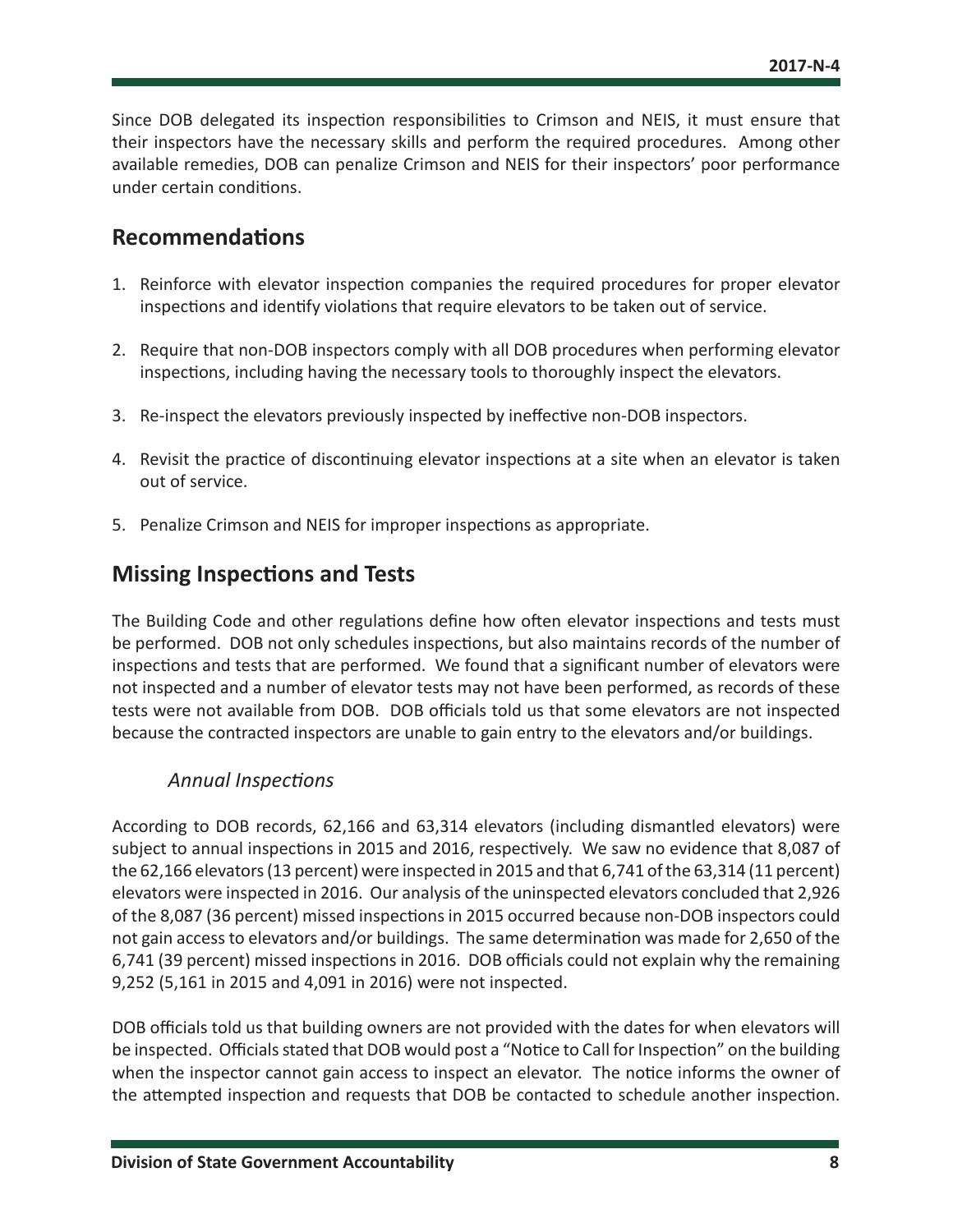Since DOB delegated its inspection responsibilities to Crimson and NEIS, it must ensure that their inspectors have the necessary skills and perform the required procedures. Among other available remedies, DOB can penalize Crimson and NEIS for their inspectors' poor performance under certain conditions.

## Recommendations

1. Reinforce with elevator inspection companies the required procedures for proper elevator inspections and identify violations that require elevators to be taken out of service.
2. Require that non-DOB inspectors comply with all DOB procedures when performing elevator inspections, including having the necessary tools to thoroughly inspect the elevators.
3. Re-inspect the elevators previously inspected by ineffective non-DOB inspectors.
4. Revisit the practice of discontinuing elevator inspections at a site when an elevator is taken out of service.
5. Penalize Crimson and NEIS for improper inspections as appropriate.

## Missing Inspections and Tests

The Building Code and other regulations define how often elevator inspections and tests must be performed. DOB not only schedules inspections, but also maintains records of the number of inspections and tests that are performed. We found that a significant number of elevators were not inspected and a number of elevator tests may not have been performed, as records of these tests were not available from DOB. DOB officials told us that some elevators are not inspected because the contracted inspectors are unable to gain entry to the elevators and/or buildings.

### *Annual Inspections*

According to DOB records, 62,166 and 63,314 elevators (including dismantled elevators) were subject to annual inspections in 2015 and 2016, respectively. We saw no evidence that 8,087 of the 62,166 elevators (13 percent) were inspected in 2015 and that 6,741 of the 63,314 (11 percent) elevators were inspected in 2016. Our analysis of the uninspected elevators concluded that 2,926 of the 8,087 (36 percent) missed inspections in 2015 occurred because non-DOB inspectors could not gain access to elevators and/or buildings. The same determination was made for 2,650 of the 6,741 (39 percent) missed inspections in 2016. DOB officials could not explain why the remaining 9,252 (5,161 in 2015 and 4,091 in 2016) were not inspected.

DOB officials told us that building owners are not provided with the dates for when elevators will be inspected. Officials stated that DOB would post a "Notice to Call for Inspection" on the building when the inspector cannot gain access to inspect an elevator. The notice informs the owner of the attempted inspection and requests that DOB be contacted to schedule another inspection.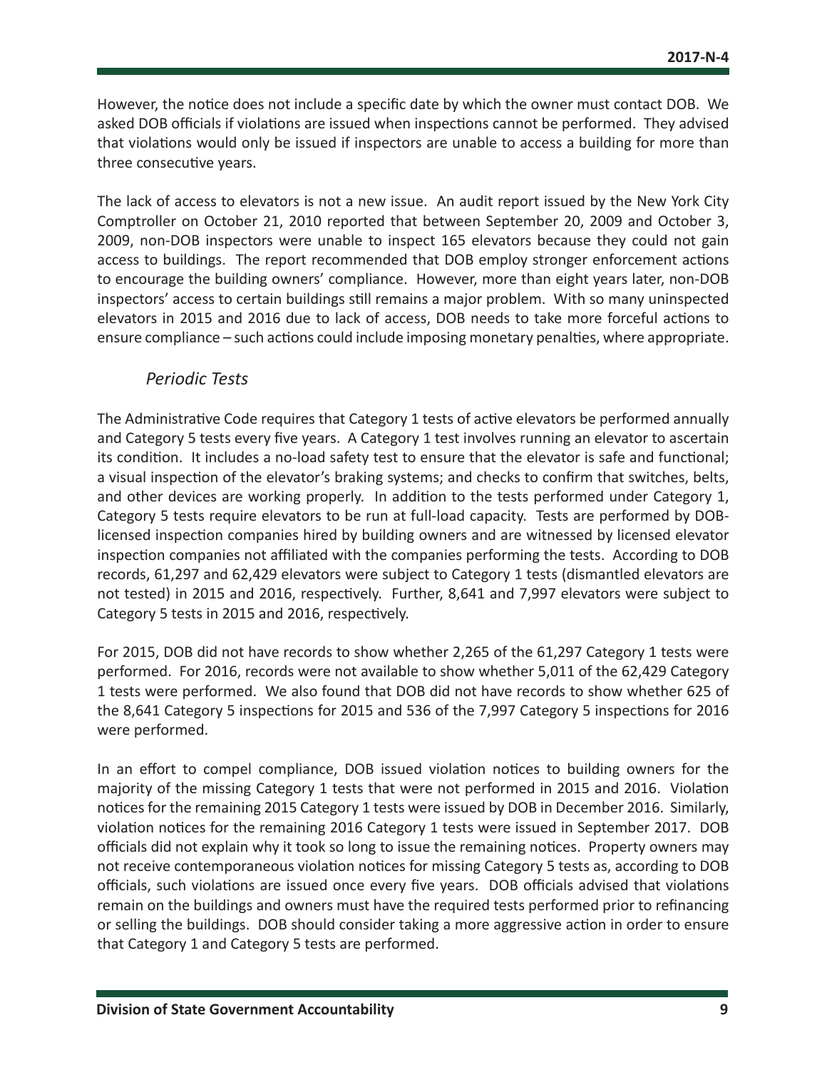However, the notice does not include a specific date by which the owner must contact DOB. We asked DOB officials if violations are issued when inspections cannot be performed. They advised that violations would only be issued if inspectors are unable to access a building for more than three consecutive years.

The lack of access to elevators is not a new issue. An audit report issued by the New York City Comptroller on October 21, 2010 reported that between September 20, 2009 and October 3, 2009, non-DOB inspectors were unable to inspect 165 elevators because they could not gain access to buildings. The report recommended that DOB employ stronger enforcement actions to encourage the building owners' compliance. However, more than eight years later, non-DOB inspectors' access to certain buildings still remains a major problem. With so many uninspected elevators in 2015 and 2016 due to lack of access, DOB needs to take more forceful actions to ensure compliance – such actions could include imposing monetary penalties, where appropriate.

### *Periodic Tests*

The Administrative Code requires that Category 1 tests of active elevators be performed annually and Category 5 tests every five years. A Category 1 test involves running an elevator to ascertain its condition. It includes a no-load safety test to ensure that the elevator is safe and functional; a visual inspection of the elevator's braking systems; and checks to confirm that switches, belts, and other devices are working properly. In addition to the tests performed under Category 1, Category 5 tests require elevators to be run at full-load capacity. Tests are performed by DOB-licensed inspection companies hired by building owners and are witnessed by licensed elevator inspection companies not affiliated with the companies performing the tests. According to DOB records, 61,297 and 62,429 elevators were subject to Category 1 tests (dismantled elevators are not tested) in 2015 and 2016, respectively. Further, 8,641 and 7,997 elevators were subject to Category 5 tests in 2015 and 2016, respectively.

For 2015, DOB did not have records to show whether 2,265 of the 61,297 Category 1 tests were performed. For 2016, records were not available to show whether 5,011 of the 62,429 Category 1 tests were performed. We also found that DOB did not have records to show whether 625 of the 8,641 Category 5 inspections for 2015 and 536 of the 7,997 Category 5 inspections for 2016 were performed.

In an effort to compel compliance, DOB issued violation notices to building owners for the majority of the missing Category 1 tests that were not performed in 2015 and 2016. Violation notices for the remaining 2015 Category 1 tests were issued by DOB in December 2016. Similarly, violation notices for the remaining 2016 Category 1 tests were issued in September 2017. DOB officials did not explain why it took so long to issue the remaining notices. Property owners may not receive contemporaneous violation notices for missing Category 5 tests as, according to DOB officials, such violations are issued once every five years. DOB officials advised that violations remain on the buildings and owners must have the required tests performed prior to refinancing or selling the buildings. DOB should consider taking a more aggressive action in order to ensure that Category 1 and Category 5 tests are performed.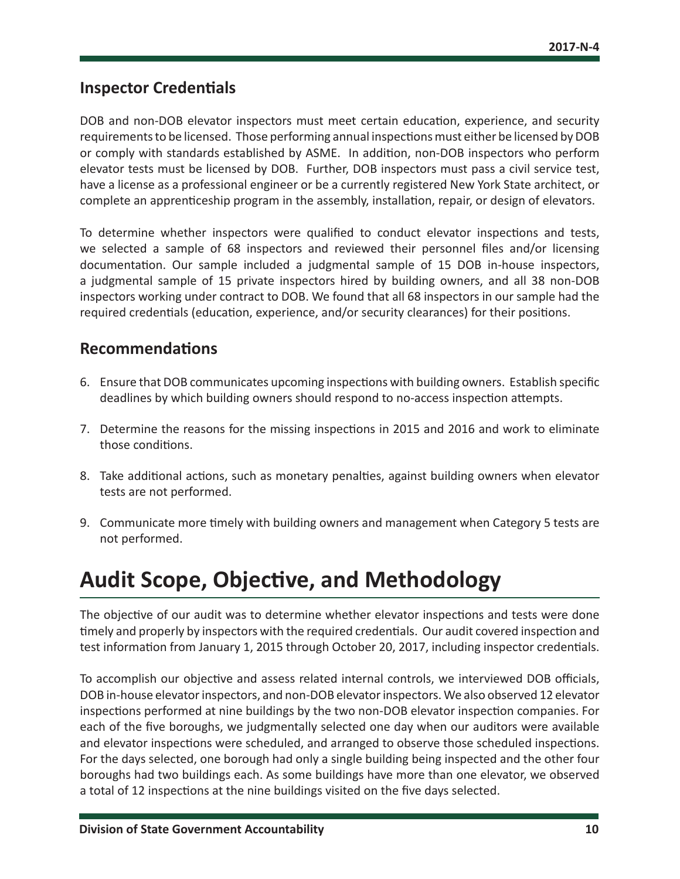## Inspector Credentials

DOB and non-DOB elevator inspectors must meet certain education, experience, and security requirements to be licensed. Those performing annual inspections must either be licensed by DOB or comply with standards established by ASME. In addition, non-DOB inspectors who perform elevator tests must be licensed by DOB. Further, DOB inspectors must pass a civil service test, have a license as a professional engineer or be a currently registered New York State architect, or complete an apprenticeship program in the assembly, installation, repair, or design of elevators.

To determine whether inspectors were qualified to conduct elevator inspections and tests, we selected a sample of 68 inspectors and reviewed their personnel files and/or licensing documentation. Our sample included a judgmental sample of 15 DOB in-house inspectors, a judgmental sample of 15 private inspectors hired by building owners, and all 38 non-DOB inspectors working under contract to DOB. We found that all 68 inspectors in our sample had the required credentials (education, experience, and/or security clearances) for their positions.

## Recommendations

6. Ensure that DOB communicates upcoming inspections with building owners. Establish specific deadlines by which building owners should respond to no-access inspection attempts.
7. Determine the reasons for the missing inspections in 2015 and 2016 and work to eliminate those conditions.
8. Take additional actions, such as monetary penalties, against building owners when elevator tests are not performed.
9. Communicate more timely with building owners and management when Category 5 tests are not performed.

# Audit Scope, Objective, and Methodology

The objective of our audit was to determine whether elevator inspections and tests were done timely and properly by inspectors with the required credentials. Our audit covered inspection and test information from January 1, 2015 through October 20, 2017, including inspector credentials.

To accomplish our objective and assess related internal controls, we interviewed DOB officials, DOB in-house elevator inspectors, and non-DOB elevator inspectors. We also observed 12 elevator inspections performed at nine buildings by the two non-DOB elevator inspection companies. For each of the five boroughs, we judgmentally selected one day when our auditors were available and elevator inspections were scheduled, and arranged to observe those scheduled inspections. For the days selected, one borough had only a single building being inspected and the other four boroughs had two buildings each. As some buildings have more than one elevator, we observed a total of 12 inspections at the nine buildings visited on the five days selected.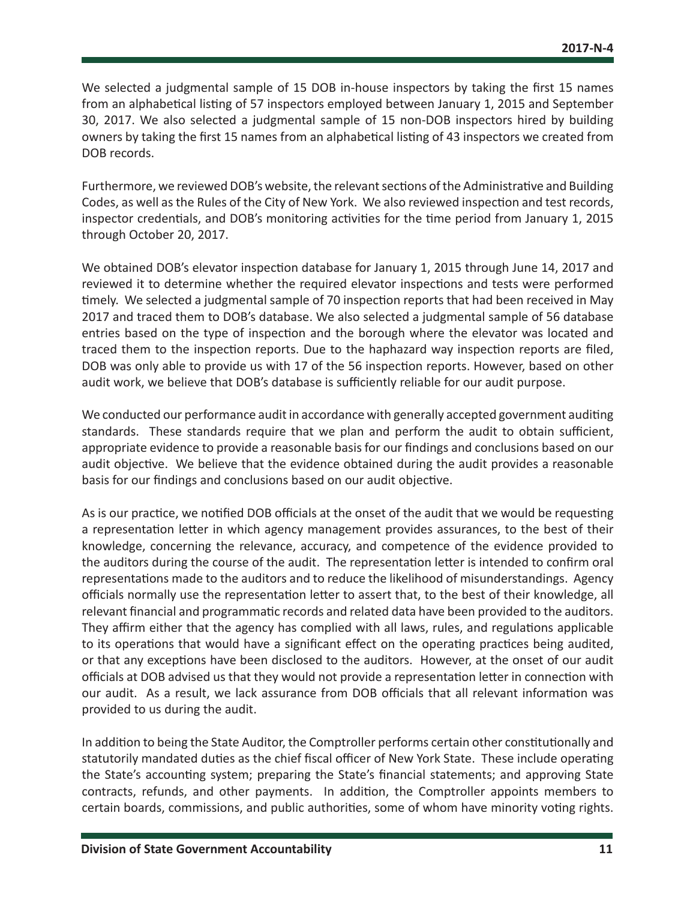We selected a judgmental sample of 15 DOB in-house inspectors by taking the first 15 names from an alphabetical listing of 57 inspectors employed between January 1, 2015 and September 30, 2017. We also selected a judgmental sample of 15 non-DOB inspectors hired by building owners by taking the first 15 names from an alphabetical listing of 43 inspectors we created from DOB records.

Furthermore, we reviewed DOB's website, the relevant sections of the Administrative and Building Codes, as well as the Rules of the City of New York. We also reviewed inspection and test records, inspector credentials, and DOB's monitoring activities for the time period from January 1, 2015 through October 20, 2017.

We obtained DOB's elevator inspection database for January 1, 2015 through June 14, 2017 and reviewed it to determine whether the required elevator inspections and tests were performed timely. We selected a judgmental sample of 70 inspection reports that had been received in May 2017 and traced them to DOB's database. We also selected a judgmental sample of 56 database entries based on the type of inspection and the borough where the elevator was located and traced them to the inspection reports. Due to the haphazard way inspection reports are filed, DOB was only able to provide us with 17 of the 56 inspection reports. However, based on other audit work, we believe that DOB's database is sufficiently reliable for our audit purpose.

We conducted our performance audit in accordance with generally accepted government auditing standards. These standards require that we plan and perform the audit to obtain sufficient, appropriate evidence to provide a reasonable basis for our findings and conclusions based on our audit objective. We believe that the evidence obtained during the audit provides a reasonable basis for our findings and conclusions based on our audit objective.

As is our practice, we notified DOB officials at the onset of the audit that we would be requesting a representation letter in which agency management provides assurances, to the best of their knowledge, concerning the relevance, accuracy, and competence of the evidence provided to the auditors during the course of the audit. The representation letter is intended to confirm oral representations made to the auditors and to reduce the likelihood of misunderstandings. Agency officials normally use the representation letter to assert that, to the best of their knowledge, all relevant financial and programmatic records and related data have been provided to the auditors. They affirm either that the agency has complied with all laws, rules, and regulations applicable to its operations that would have a significant effect on the operating practices being audited, or that any exceptions have been disclosed to the auditors. However, at the onset of our audit officials at DOB advised us that they would not provide a representation letter in connection with our audit. As a result, we lack assurance from DOB officials that all relevant information was provided to us during the audit.

In addition to being the State Auditor, the Comptroller performs certain other constitutionally and statutorily mandated duties as the chief fiscal officer of New York State. These include operating the State's accounting system; preparing the State's financial statements; and approving State contracts, refunds, and other payments. In addition, the Comptroller appoints members to certain boards, commissions, and public authorities, some of whom have minority voting rights.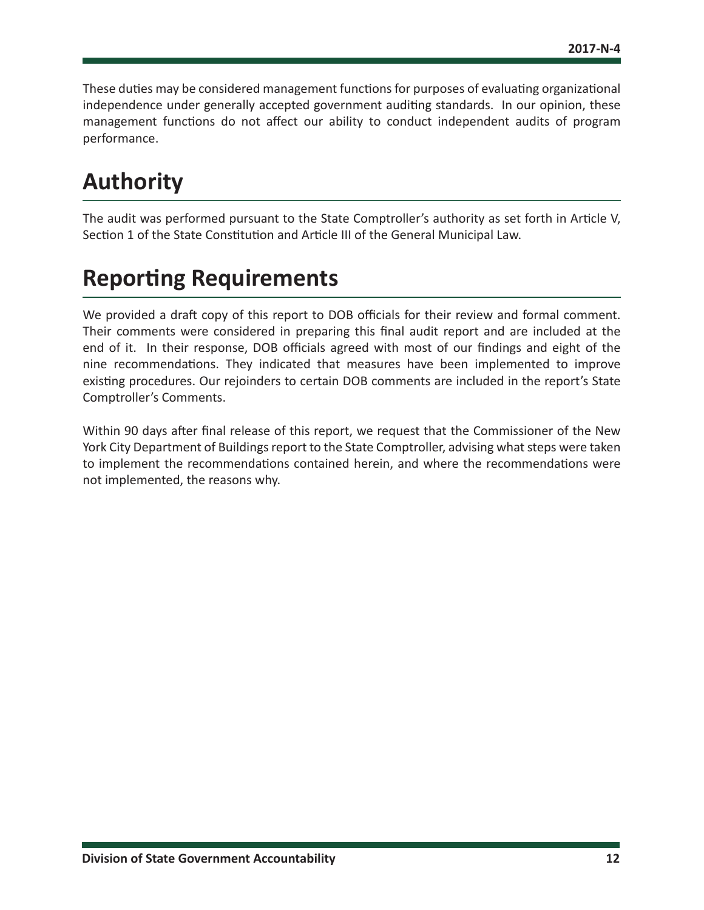These duties may be considered management functions for purposes of evaluating organizational independence under generally accepted government auditing standards. In our opinion, these management functions do not affect our ability to conduct independent audits of program performance.

## Authority

The audit was performed pursuant to the State Comptroller's authority as set forth in Article V, Section 1 of the State Constitution and Article III of the General Municipal Law.

## Reporting Requirements

We provided a draft copy of this report to DOB officials for their review and formal comment. Their comments were considered in preparing this final audit report and are included at the end of it. In their response, DOB officials agreed with most of our findings and eight of the nine recommendations. They indicated that measures have been implemented to improve existing procedures. Our rejoinders to certain DOB comments are included in the report's State Comptroller's Comments.

Within 90 days after final release of this report, we request that the Commissioner of the New York City Department of Buildings report to the State Comptroller, advising what steps were taken to implement the recommendations contained herein, and where the recommendations were not implemented, the reasons why.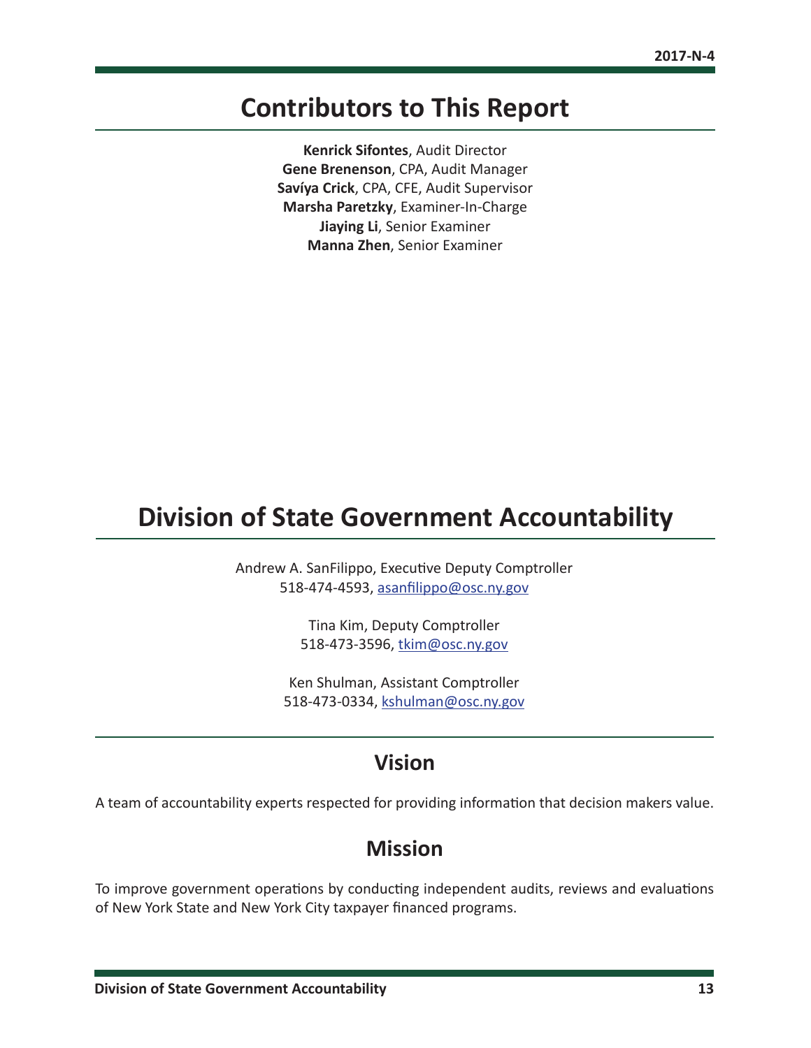# Contributors to This Report

**Kenrick Sifontes**, Audit Director
**Gene Brenenson**, CPA, Audit Manager
**Savíya Crick**, CPA, CFE, Audit Supervisor
**Marsha Paretzky**, Examiner-In-Charge
**Jiaying Li**, Senior Examiner
**Manna Zhen**, Senior Examiner

# Division of State Government Accountability

Andrew A. SanFilippo, Executive Deputy Comptroller
518-474-4593, asanfilippo@osc.ny.gov

Tina Kim, Deputy Comptroller
518-473-3596, tkim@osc.ny.gov

Ken Shulman, Assistant Comptroller
518-473-0334, kshulman@osc.ny.gov

## Vision

A team of accountability experts respected for providing information that decision makers value.

## Mission

To improve government operations by conducting independent audits, reviews and evaluations of New York State and New York City taxpayer financed programs.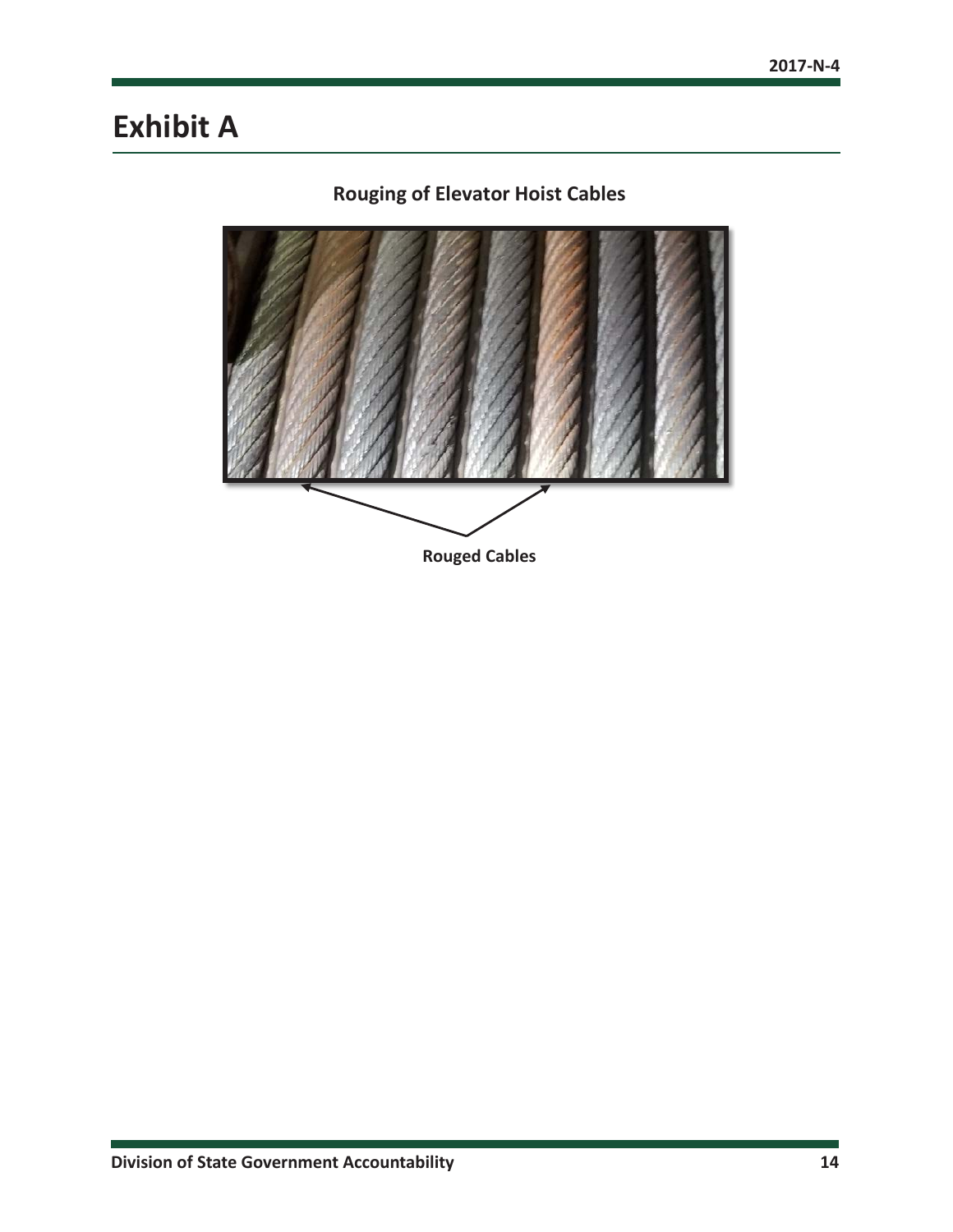# Exhibit A

**Rouging of Elevator Hoist Cables**

**Rouged Cables**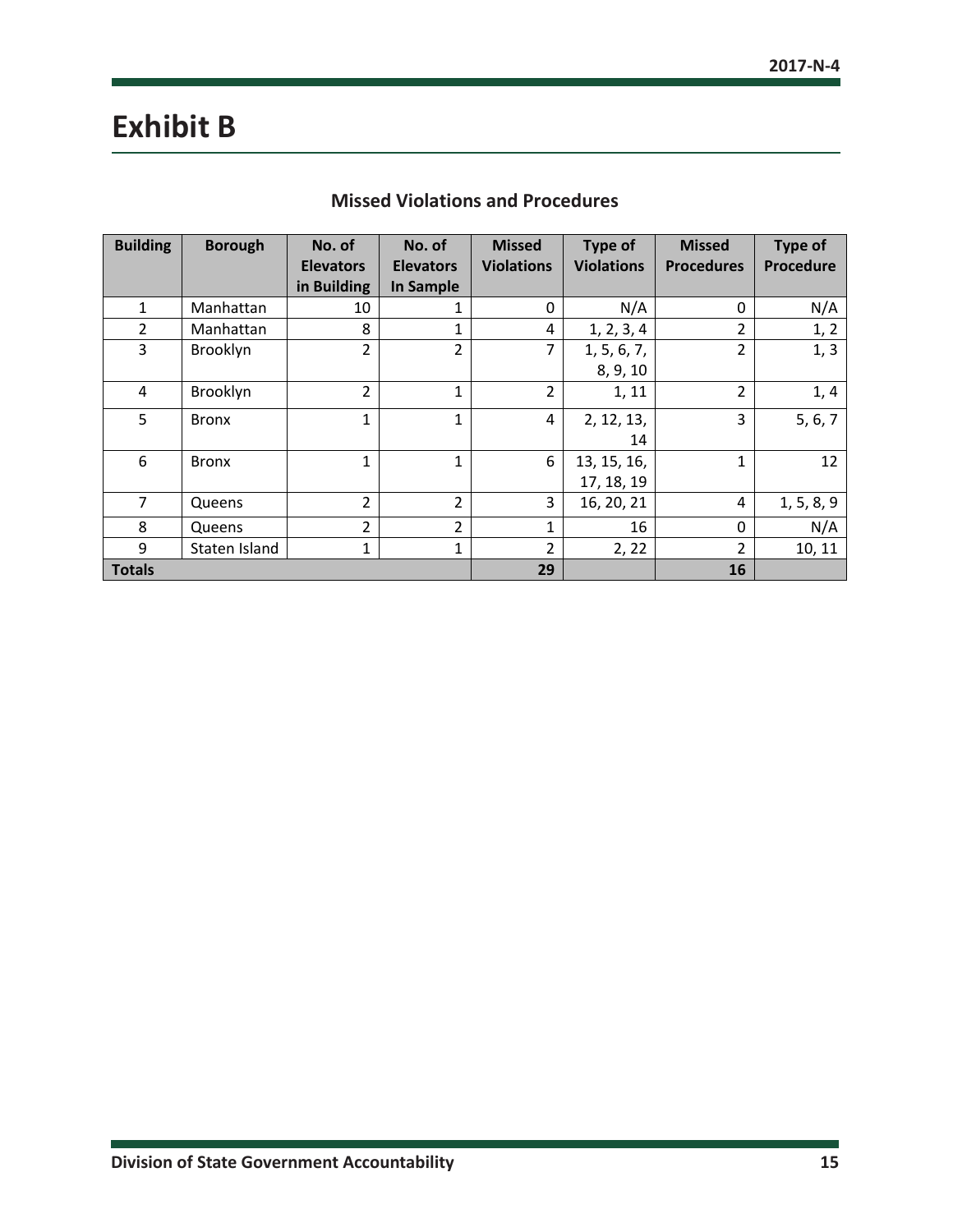# Exhibit B

## Missed Violations and Procedures

| Building | Borough | No. of Elevators in Building | No. of Elevators In Sample | Missed Violations | Type of Violations | Missed Procedures | Type of Procedure |
|---|---|---|---|---|---|---|---|
| 1 | Manhattan | 10 | 1 | 0 | N/A | 0 | N/A |
| 2 | Manhattan | 8 | 1 | 4 | 1, 2, 3, 4 | 2 | 1, 2 |
| 3 | Brooklyn | 2 | 2 | 7 | 1, 5, 6, 7, 8, 9, 10 | 2 | 1, 3 |
| 4 | Brooklyn | 2 | 1 | 2 | 1, 11 | 2 | 1, 4 |
| 5 | Bronx | 1 | 1 | 4 | 2, 12, 13, 14 | 3 | 5, 6, 7 |
| 6 | Bronx | 1 | 1 | 6 | 13, 15, 16, 17, 18, 19 | 1 | 12 |
| 7 | Queens | 2 | 2 | 3 | 16, 20, 21 | 4 | 1, 5, 8, 9 |
| 8 | Queens | 2 | 2 | 1 | 16 | 0 | N/A |
| 9 | Staten Island | 1 | 1 | 2 | 2, 22 | 2 | 10, 11 |
| **Totals** | | | | **29** | | **16** | |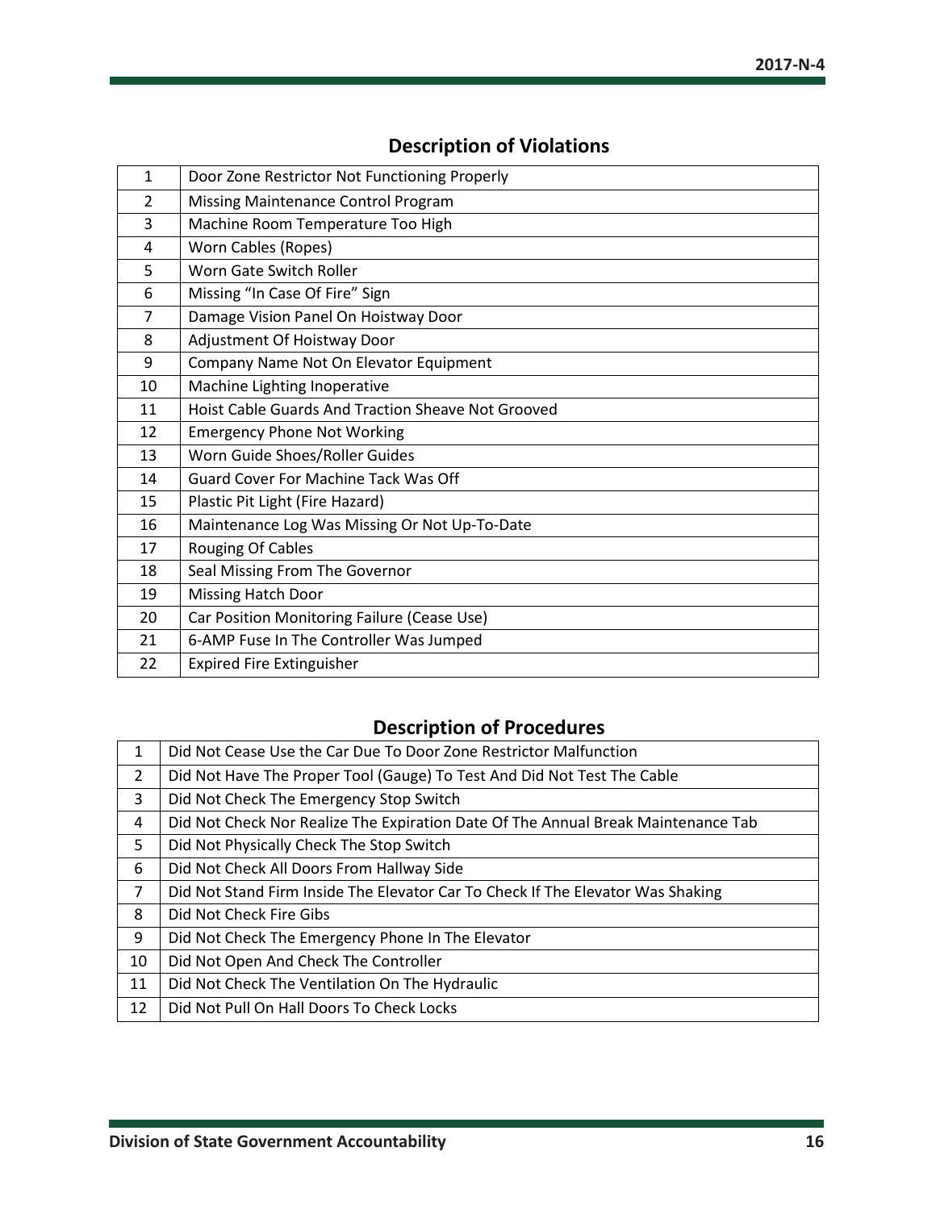## Description of Violations

| | |
|---|---|
| 1 | Door Zone Restrictor Not Functioning Properly |
| 2 | Missing Maintenance Control Program |
| 3 | Machine Room Temperature Too High |
| 4 | Worn Cables (Ropes) |
| 5 | Worn Gate Switch Roller |
| 6 | Missing "In Case Of Fire" Sign |
| 7 | Damage Vision Panel On Hoistway Door |
| 8 | Adjustment Of Hoistway Door |
| 9 | Company Name Not On Elevator Equipment |
| 10 | Machine Lighting Inoperative |
| 11 | Hoist Cable Guards And Traction Sheave Not Grooved |
| 12 | Emergency Phone Not Working |
| 13 | Worn Guide Shoes/Roller Guides |
| 14 | Guard Cover For Machine Tack Was Off |
| 15 | Plastic Pit Light (Fire Hazard) |
| 16 | Maintenance Log Was Missing Or Not Up-To-Date |
| 17 | Rouging Of Cables |
| 18 | Seal Missing From The Governor |
| 19 | Missing Hatch Door |
| 20 | Car Position Monitoring Failure (Cease Use) |
| 21 | 6-AMP Fuse In The Controller Was Jumped |
| 22 | Expired Fire Extinguisher |

## Description of Procedures

| | |
|---|---|
| 1 | Did Not Cease Use the Car Due To Door Zone Restrictor Malfunction |
| 2 | Did Not Have The Proper Tool (Gauge) To Test And Did Not Test The Cable |
| 3 | Did Not Check The Emergency Stop Switch |
| 4 | Did Not Check Nor Realize The Expiration Date Of The Annual Break Maintenance Tab |
| 5 | Did Not Physically Check The Stop Switch |
| 6 | Did Not Check All Doors From Hallway Side |
| 7 | Did Not Stand Firm Inside The Elevator Car To Check If The Elevator Was Shaking |
| 8 | Did Not Check Fire Gibs |
| 9 | Did Not Check The Emergency Phone In The Elevator |
| 10 | Did Not Open And Check The Controller |
| 11 | Did Not Check The Ventilation On The Hydraulic |
| 12 | Did Not Pull On Hall Doors To Check Locks |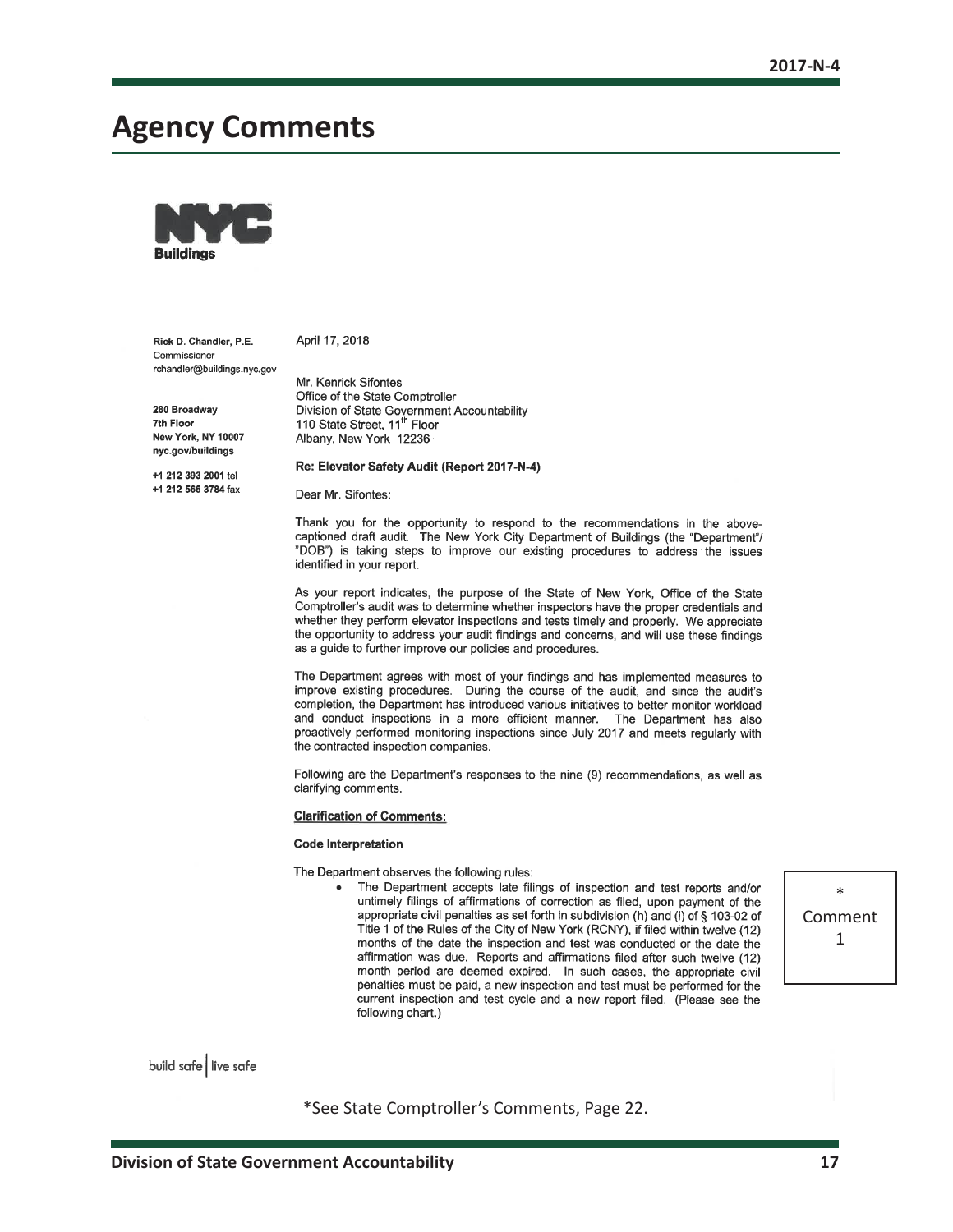# Agency Comments

NYC Buildings

**Rick D. Chandler, P.E.**
Commissioner
rchandler@buildings.nyc.gov

**280 Broadway**
**7th Floor**
**New York, NY 10007**
**nyc.gov/buildings**

**+1 212 393 2001** tel
**+1 212 566 3784** fax

April 17, 2018

Mr. Kenrick Sifontes
Office of the State Comptroller
Division of State Government Accountability
110 State Street, 11th Floor
Albany, New York 12236

**Re: Elevator Safety Audit (Report 2017-N-4)**

Dear Mr. Sifontes:

Thank you for the opportunity to respond to the recommendations in the above-captioned draft audit. The New York City Department of Buildings (the "Department"/ "DOB") is taking steps to improve our existing procedures to address the issues identified in your report.

As your report indicates, the purpose of the State of New York, Office of the State Comptroller's audit was to determine whether inspectors have the proper credentials and whether they perform elevator inspections and tests timely and properly. We appreciate the opportunity to address your audit findings and concerns, and will use these findings as a guide to further improve our policies and procedures.

The Department agrees with most of your findings and has implemented measures to improve existing procedures. During the course of the audit, and since the audit's completion, the Department has introduced various initiatives to better monitor workload and conduct inspections in a more efficient manner. The Department has also proactively performed monitoring inspections since July 2017 and meets regularly with the contracted inspection companies.

Following are the Department's responses to the nine (9) recommendations, as well as clarifying comments.

**Clarification of Comments:**

**Code Interpretation**

The Department observes the following rules:

- The Department accepts late filings of inspection and test reports and/or untimely filings of affirmations of correction as filed, upon payment of the appropriate civil penalties as set forth in subdivision (h) and (i) of § 103-02 of Title 1 of the Rules of the City of New York (RCNY), if filed within twelve (12) months of the date the inspection and test was conducted or the date the affirmation was due. Reports and affirmations filed after such twelve (12) month period are deemed expired. In such cases, the appropriate civil penalties must be paid, a new inspection and test must be performed for the current inspection and test cycle and a new report filed. (Please see the following chart.)

\* Comment 1

build safe | live safe

*See State Comptroller's Comments, Page 22.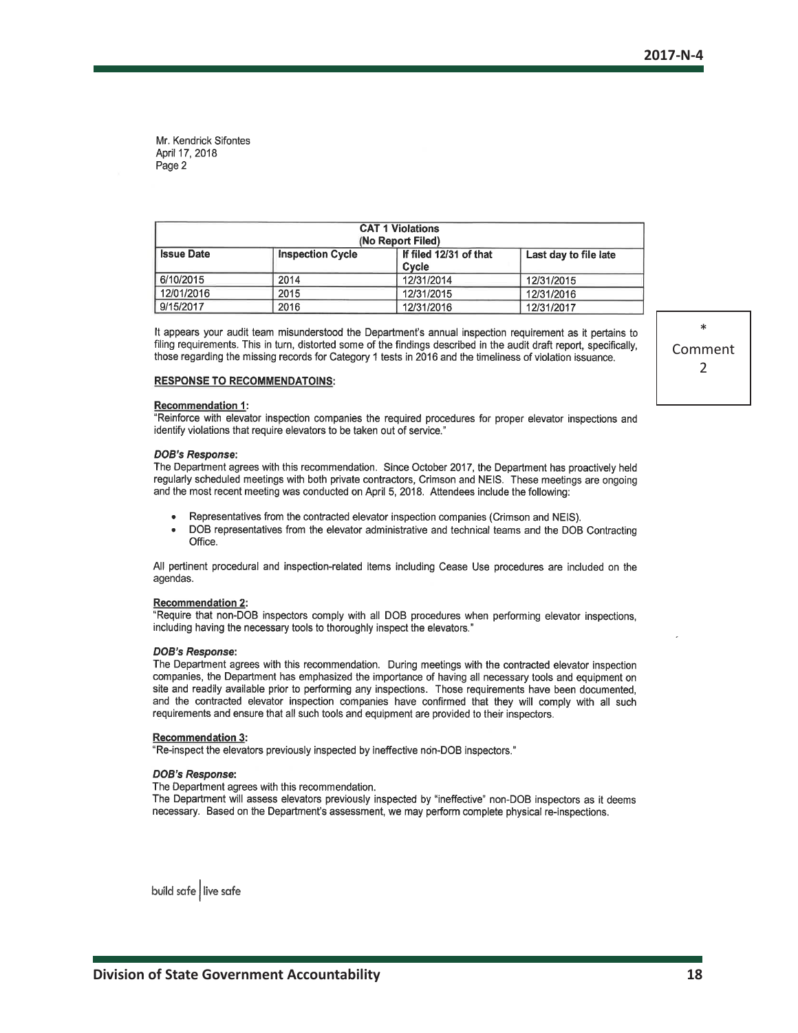Mr. Kendrick Sifontes
April 17, 2018
Page 2

| CAT 1 Violations (No Report Filed) | | | |
|---|---|---|---|
| **Issue Date** | **Inspection Cycle** | **If filed 12/31 of that Cycle** | **Last day to file late** |
| 6/10/2015 | 2014 | 12/31/2014 | 12/31/2015 |
| 12/01/2016 | 2015 | 12/31/2015 | 12/31/2016 |
| 9/15/2017 | 2016 | 12/31/2016 | 12/31/2017 |

It appears your audit team misunderstood the Department's annual inspection requirement as it pertains to filing requirements. This in turn, distorted some of the findings described in the audit draft report, specifically, those regarding the missing records for Category 1 tests in 2016 and the timeliness of violation issuance.

\* Comment 2

**RESPONSE TO RECOMMENDATOINS:**

**Recommendation 1:**
"Reinforce with elevator inspection companies the required procedures for proper elevator inspections and identify violations that require elevators to be taken out of service."

***DOB's Response*:**
The Department agrees with this recommendation. Since October 2017, the Department has proactively held regularly scheduled meetings with both private contractors, Crimson and NEIS. These meetings are ongoing and the most recent meeting was conducted on April 5, 2018. Attendees include the following:

- Representatives from the contracted elevator inspection companies (Crimson and NEIS).
- DOB representatives from the elevator administrative and technical teams and the DOB Contracting Office.

All pertinent procedural and inspection-related items including Cease Use procedures are included on the agendas.

**Recommendation 2:**
"Require that non-DOB inspectors comply with all DOB procedures when performing elevator inspections, including having the necessary tools to thoroughly inspect the elevators."

***DOB's Response*:**
The Department agrees with this recommendation. During meetings with the contracted elevator inspection companies, the Department has emphasized the importance of having all necessary tools and equipment on site and readily available prior to performing any inspections. Those requirements have been documented, and the contracted elevator inspection companies have confirmed that they will comply with all such requirements and ensure that all such tools and equipment are provided to their inspectors.

**Recommendation 3:**
"Re-inspect the elevators previously inspected by ineffective non-DOB inspectors."

***DOB's Response*:**
The Department agrees with this recommendation.
The Department will assess elevators previously inspected by "ineffective" non-DOB inspectors as it deems necessary. Based on the Department's assessment, we may perform complete physical re-inspections.

build safe | live safe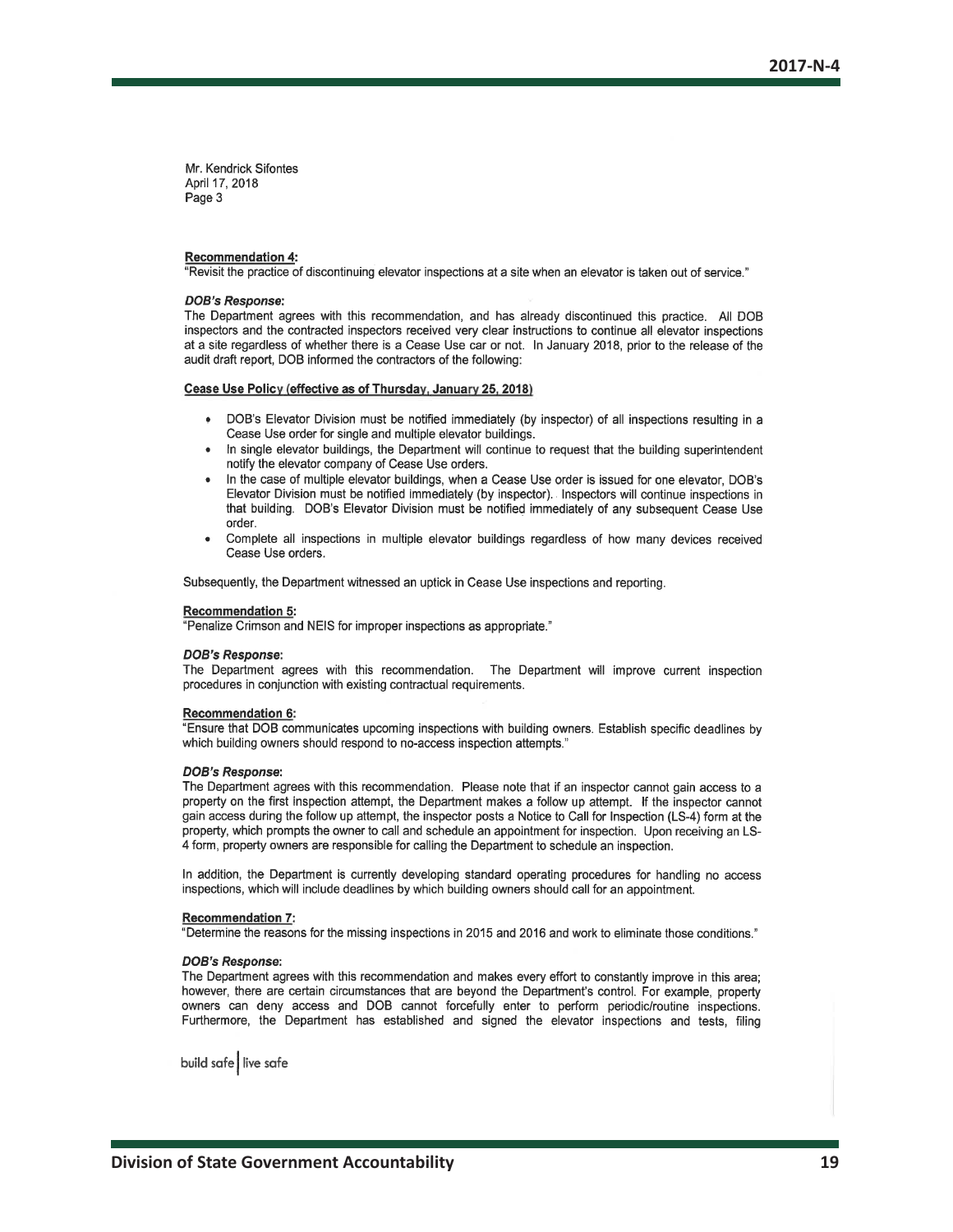Mr. Kendrick Sifontes
April 17, 2018
Page 3

**Recommendation 4:**
"Revisit the practice of discontinuing elevator inspections at a site when an elevator is taken out of service."

***DOB's Response:***
The Department agrees with this recommendation, and has already discontinued this practice. All DOB inspectors and the contracted inspectors received very clear instructions to continue all elevator inspections at a site regardless of whether there is a Cease Use car or not. In January 2018, prior to the release of the audit draft report, DOB informed the contractors of the following:

**Cease Use Policy (effective as of Thursday, January 25, 2018)**

- DOB's Elevator Division must be notified immediately (by inspector) of all inspections resulting in a Cease Use order for single and multiple elevator buildings.
- In single elevator buildings, the Department will continue to request that the building superintendent notify the elevator company of Cease Use orders.
- In the case of multiple elevator buildings, when a Cease Use order is issued for one elevator, DOB's Elevator Division must be notified immediately (by inspector). Inspectors will continue inspections in that building. DOB's Elevator Division must be notified immediately of any subsequent Cease Use order.
- Complete all inspections in multiple elevator buildings regardless of how many devices received Cease Use orders.

Subsequently, the Department witnessed an uptick in Cease Use inspections and reporting.

**Recommendation 5:**
"Penalize Crimson and NEIS for improper inspections as appropriate."

***DOB's Response:***
The Department agrees with this recommendation. The Department will improve current inspection procedures in conjunction with existing contractual requirements.

**Recommendation 6:**
"Ensure that DOB communicates upcoming inspections with building owners. Establish specific deadlines by which building owners should respond to no-access inspection attempts."

***DOB's Response:***
The Department agrees with this recommendation. Please note that if an inspector cannot gain access to a property on the first inspection attempt, the Department makes a follow up attempt. If the inspector cannot gain access during the follow up attempt, the inspector posts a Notice to Call for Inspection (LS-4) form at the property, which prompts the owner to call and schedule an appointment for inspection. Upon receiving an LS-4 form, property owners are responsible for calling the Department to schedule an inspection.

In addition, the Department is currently developing standard operating procedures for handling no access inspections, which will include deadlines by which building owners should call for an appointment.

**Recommendation 7:**
"Determine the reasons for the missing inspections in 2015 and 2016 and work to eliminate those conditions."

***DOB's Response:***
The Department agrees with this recommendation and makes every effort to constantly improve in this area; however, there are certain circumstances that are beyond the Department's control. For example, property owners can deny access and DOB cannot forcefully enter to perform periodic/routine inspections. Furthermore, the Department has established and signed the elevator inspections and tests, filing

build safe | live safe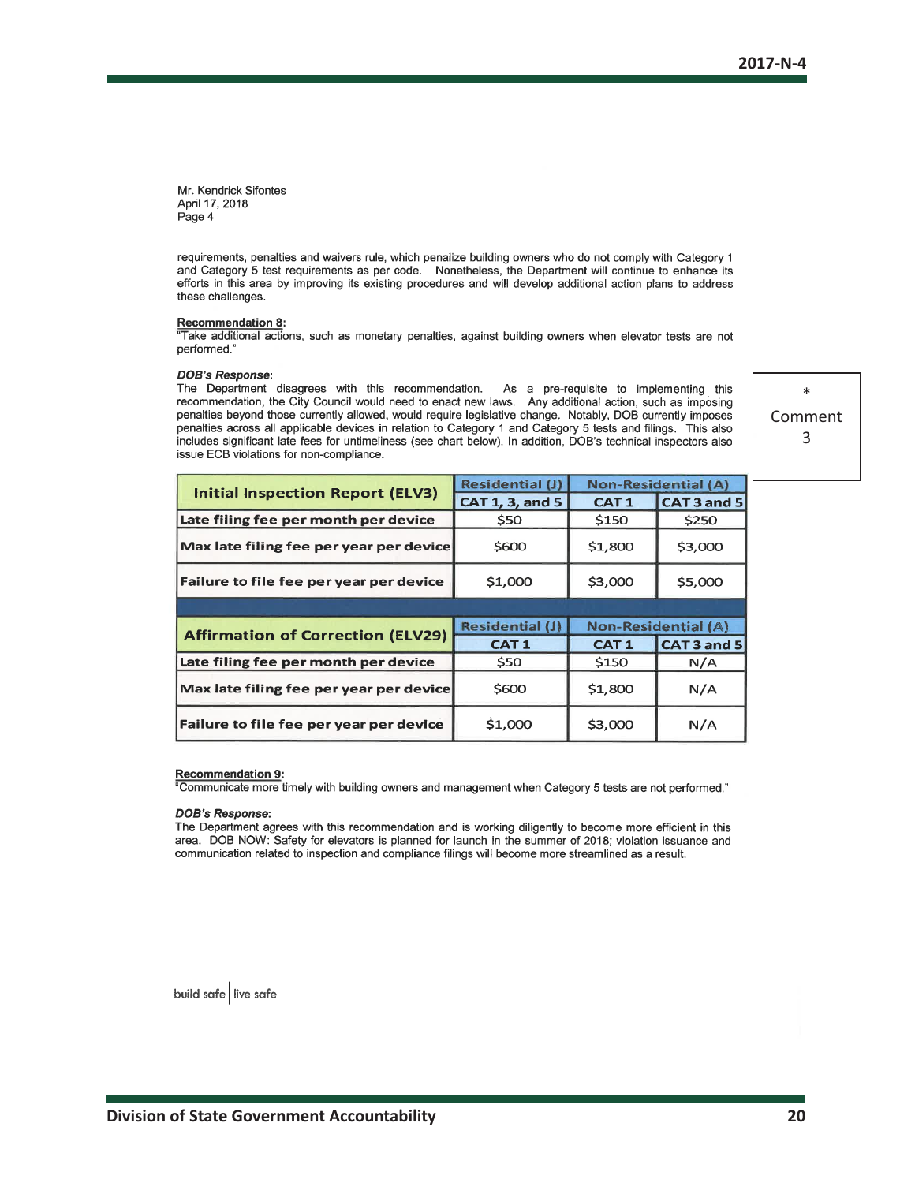Mr. Kendrick Sifontes
April 17, 2018
Page 4

requirements, penalties and waivers rule, which penalize building owners who do not comply with Category 1 and Category 5 test requirements as per code. Nonetheless, the Department will continue to enhance its efforts in this area by improving its existing procedures and will develop additional action plans to address these challenges.

**Recommendation 8:**
"Take additional actions, such as monetary penalties, against building owners when elevator tests are not performed."

***DOB's Response:***
The Department disagrees with this recommendation. As a pre-requisite to implementing this recommendation, the City Council would need to enact new laws. Any additional action, such as imposing penalties beyond those currently allowed, would require legislative change. Notably, DOB currently imposes penalties across all applicable devices in relation to Category 1 and Category 5 tests and filings. This also includes significant late fees for untimeliness (see chart below). In addition, DOB's technical inspectors also issue ECB violations for non-compliance.

*
Comment
3

| Initial Inspection Report (ELV3) | Residential (J) | Non-Residential (A) | |
|---|---|---|---|
| | CAT 1, 3, and 5 | CAT 1 | CAT 3 and 5 |
| Late filing fee per month per device | $50 | $150 | $250 |
| Max late filing fee per year per device | $600 | $1,800 | $3,000 |
| Failure to file fee per year per device | $1,000 | $3,000 | $5,000 |

| Affirmation of Correction (ELV29) | Residential (J) | Non-Residential (A) | |
|---|---|---|---|
| | CAT 1 | CAT 1 | CAT 3 and 5 |
| Late filing fee per month per device | $50 | $150 | N/A |
| Max late filing fee per year per device | $600 | $1,800 | N/A |
| Failure to file fee per year per device | $1,000 | $3,000 | N/A |

**Recommendation 9:**
"Communicate more timely with building owners and management when Category 5 tests are not performed."

***DOB's Response:***
The Department agrees with this recommendation and is working diligently to become more efficient in this area. DOB NOW: Safety for elevators is planned for launch in the summer of 2018; violation issuance and communication related to inspection and compliance filings will become more streamlined as a result.

build safe | live safe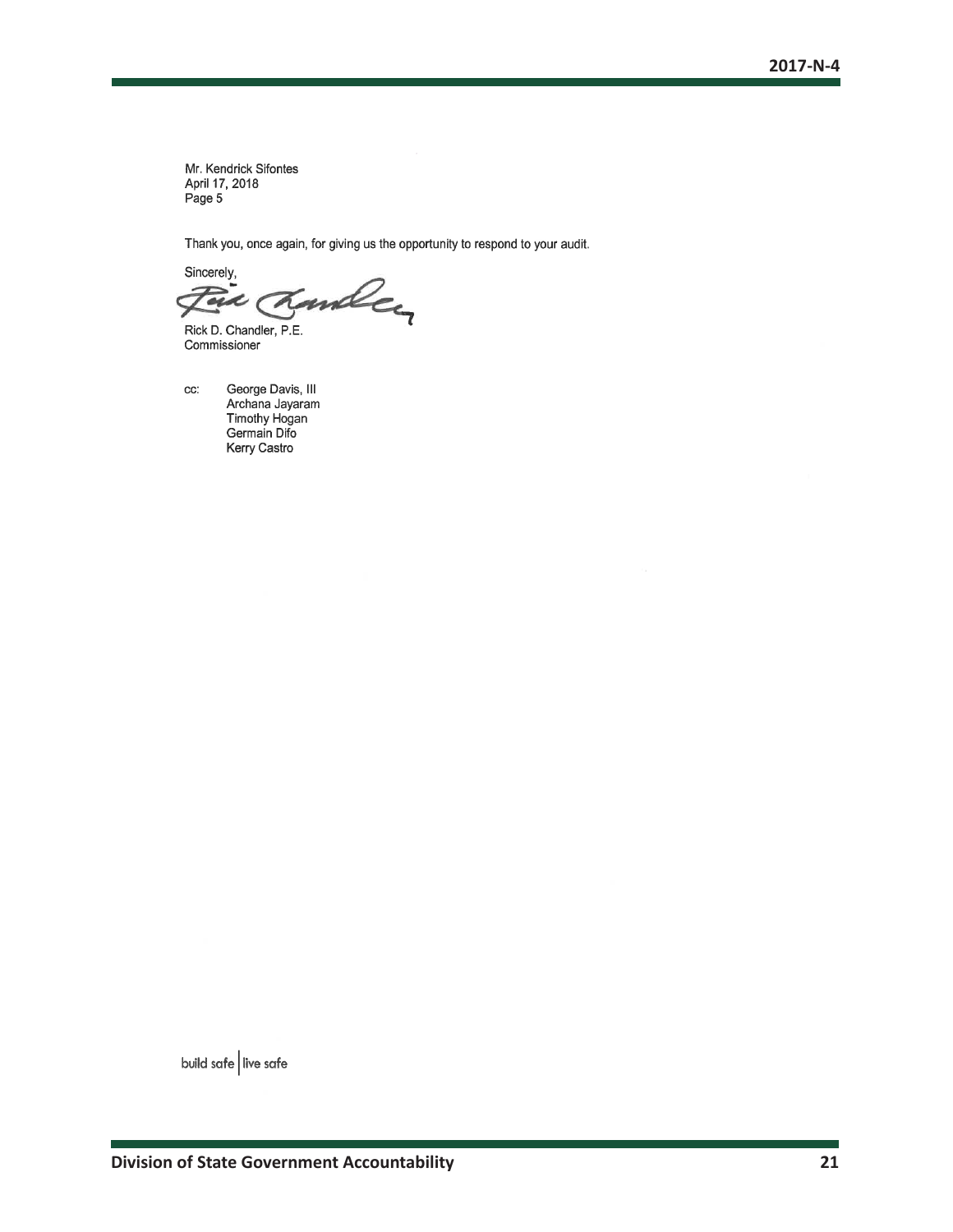Mr. Kendrick Sifontes
April 17, 2018
Page 5

Thank you, once again, for giving us the opportunity to respond to your audit.

Sincerely,

Rick D. Chandler, P.E.
Commissioner

cc: George Davis, III
Archana Jayaram
Timothy Hogan
Germain Difo
Kerry Castro

build safe | live safe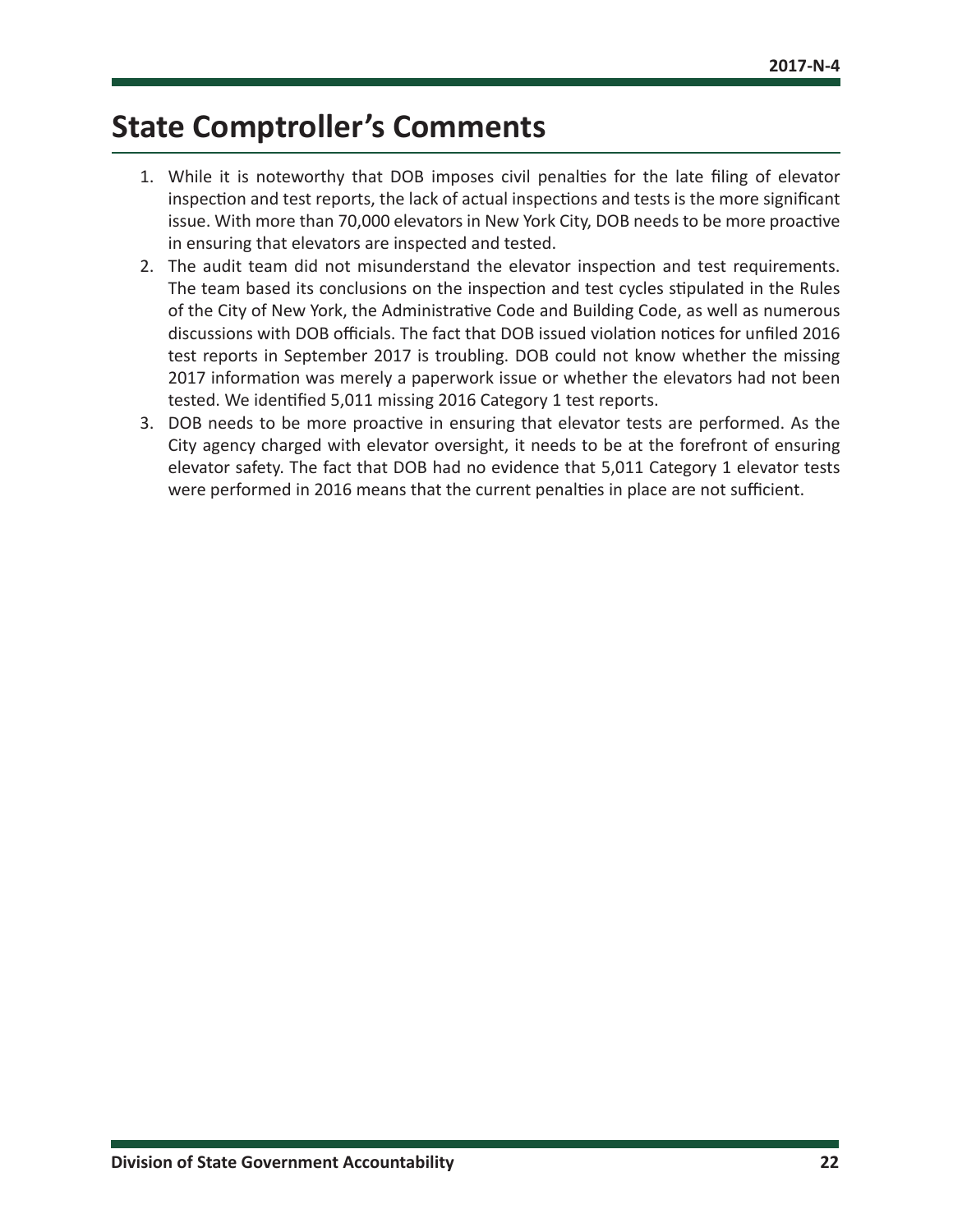# State Comptroller's Comments

1. While it is noteworthy that DOB imposes civil penalties for the late filing of elevator inspection and test reports, the lack of actual inspections and tests is the more significant issue. With more than 70,000 elevators in New York City, DOB needs to be more proactive in ensuring that elevators are inspected and tested.
2. The audit team did not misunderstand the elevator inspection and test requirements. The team based its conclusions on the inspection and test cycles stipulated in the Rules of the City of New York, the Administrative Code and Building Code, as well as numerous discussions with DOB officials. The fact that DOB issued violation notices for unfiled 2016 test reports in September 2017 is troubling. DOB could not know whether the missing 2017 information was merely a paperwork issue or whether the elevators had not been tested. We identified 5,011 missing 2016 Category 1 test reports.
3. DOB needs to be more proactive in ensuring that elevator tests are performed. As the City agency charged with elevator oversight, it needs to be at the forefront of ensuring elevator safety. The fact that DOB had no evidence that 5,011 Category 1 elevator tests were performed in 2016 means that the current penalties in place are not sufficient.